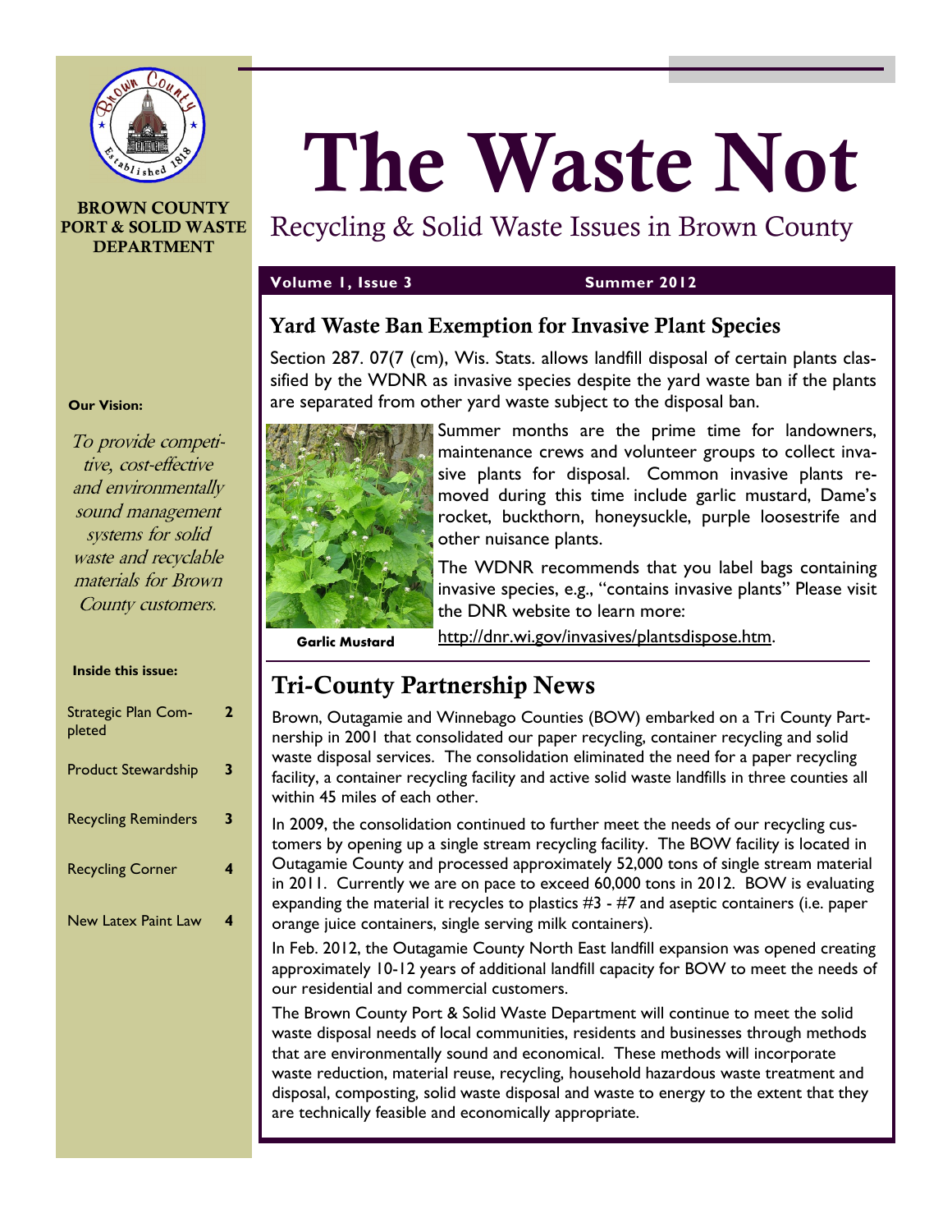**BROWN COUNTY PORT & SOLID WASTE DEPARTMENT**

# The Waste Not

Recycling & Solid Waste Issues in Brown County

**Volume 1, Issue 3** **Summer 2012**

**Our Vision:**

*To provide competitive, cost-effective and environmentally sound management systems for solid waste and recyclable materials for Brown County customers.*

**Inside this issue:**

| | |
|---|---|
| Strategic Plan Completed | 2 |
| Product Stewardship | 3 |
| Recycling Reminders | 3 |
| Recycling Corner | 4 |
| New Latex Paint Law | 4 |

## Yard Waste Ban Exemption for Invasive Plant Species

Section 287. 07(7 (cm), Wis. Stats. allows landfill disposal of certain plants classified by the WDNR as invasive species despite the yard waste ban if the plants are separated from other yard waste subject to the disposal ban.

**Garlic Mustard**

Summer months are the prime time for landowners, maintenance crews and volunteer groups to collect invasive plants for disposal. Common invasive plants removed during this time include garlic mustard, Dame's rocket, buckthorn, honeysuckle, purple loosestrife and other nuisance plants.

The WDNR recommends that you label bags containing invasive species, e.g., "contains invasive plants" Please visit the DNR website to learn more: http://dnr.wi.gov/invasives/plantsdispose.htm.

## Tri-County Partnership News

Brown, Outagamie and Winnebago Counties (BOW) embarked on a Tri County Partnership in 2001 that consolidated our paper recycling, container recycling and solid waste disposal services. The consolidation eliminated the need for a paper recycling facility, a container recycling facility and active solid waste landfills in three counties all within 45 miles of each other.

In 2009, the consolidation continued to further meet the needs of our recycling customers by opening up a single stream recycling facility. The BOW facility is located in Outagamie County and processed approximately 52,000 tons of single stream material in 2011. Currently we are on pace to exceed 60,000 tons in 2012. BOW is evaluating expanding the material it recycles to plastics #3 - #7 and aseptic containers (i.e. paper orange juice containers, single serving milk containers).

In Feb. 2012, the Outagamie County North East landfill expansion was opened creating approximately 10-12 years of additional landfill capacity for BOW to meet the needs of our residential and commercial customers.

The Brown County Port & Solid Waste Department will continue to meet the solid waste disposal needs of local communities, residents and businesses through methods that are environmentally sound and economical. These methods will incorporate waste reduction, material reuse, recycling, household hazardous waste treatment and disposal, composting, solid waste disposal and waste to energy to the extent that they are technically feasible and economically appropriate.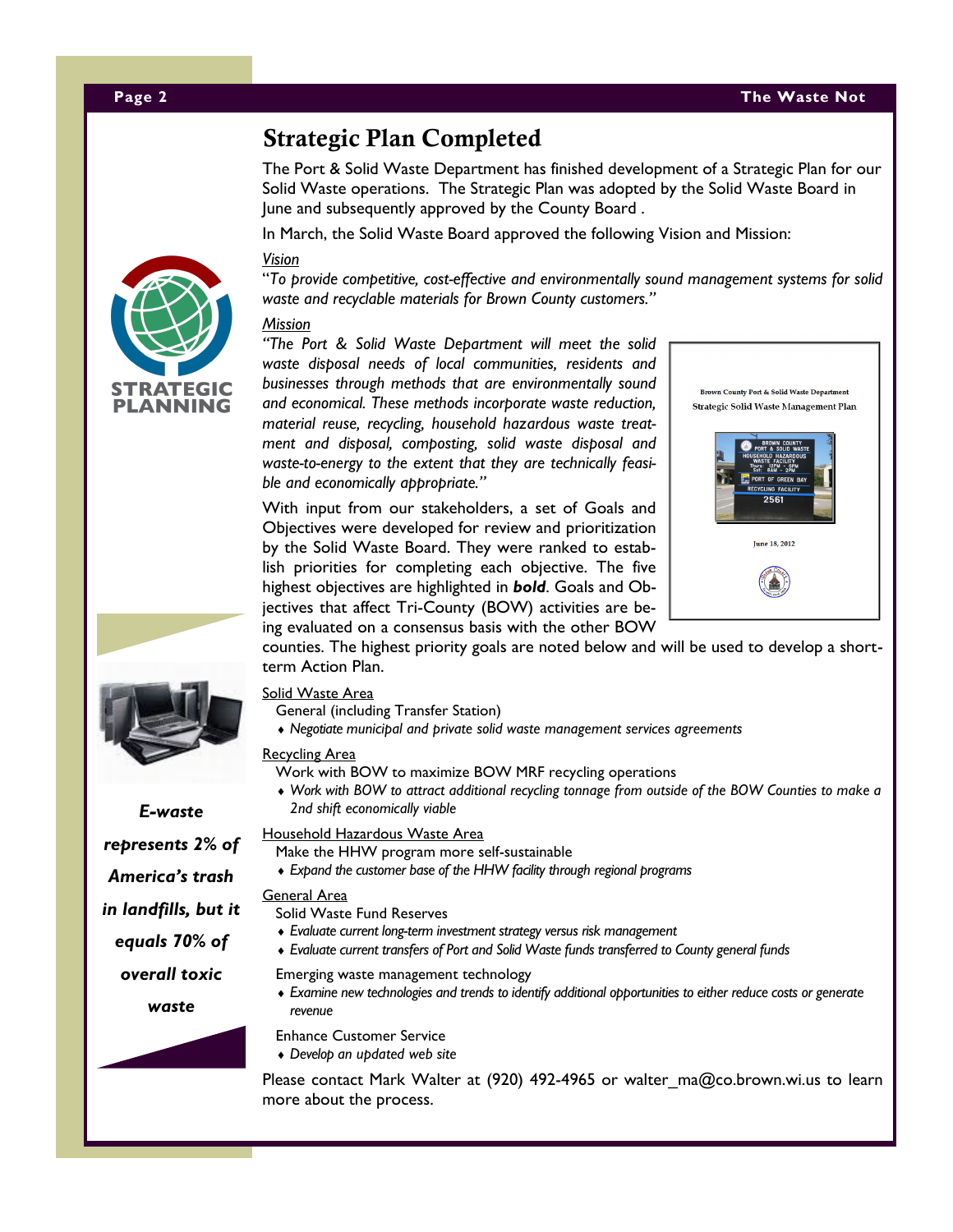## Strategic Plan Completed

The Port & Solid Waste Department has finished development of a Strategic Plan for our Solid Waste operations. The Strategic Plan was adopted by the Solid Waste Board in June and subsequently approved by the County Board .

In March, the Solid Waste Board approved the following Vision and Mission:

*Vision*

"*To provide competitive, cost-effective and environmentally sound management systems for solid waste and recyclable materials for Brown County customers.*"

*Mission*

*"The Port & Solid Waste Department will meet the solid waste disposal needs of local communities, residents and businesses through methods that are environmentally sound and economical. These methods incorporate waste reduction, material reuse, recycling, household hazardous waste treatment and disposal, composting, solid waste disposal and waste-to-energy to the extent that they are technically feasible and economically appropriate."*

With input from our stakeholders, a set of Goals and Objectives were developed for review and prioritization by the Solid Waste Board. They were ranked to establish priorities for completing each objective. The five highest objectives are highlighted in ***bold***. Goals and Objectives that affect Tri-County (BOW) activities are being evaluated on a consensus basis with the other BOW counties. The highest priority goals are noted below and will be used to develop a short-term Action Plan.

Solid Waste Area

General (including Transfer Station)

- *Negotiate municipal and private solid waste management services agreements*

Recycling Area

Work with BOW to maximize BOW MRF recycling operations

- *Work with BOW to attract additional recycling tonnage from outside of the BOW Counties to make a 2nd shift economically viable*

Household Hazardous Waste Area

Make the HHW program more self-sustainable

- *Expand the customer base of the HHW facility through regional programs*

General Area

Solid Waste Fund Reserves

- *Evaluate current long-term investment strategy versus risk management*
- *Evaluate current transfers of Port and Solid Waste funds transferred to County general funds*

Emerging waste management technology

- *Examine new technologies and trends to identify additional opportunities to either reduce costs or generate revenue*

Enhance Customer Service

- *Develop an updated web site*

Please contact Mark Walter at (920) 492-4965 or walter_ma@co.brown.wi.us to learn more about the process.

***E-waste represents 2% of America's trash in landfills, but it equals 70% of overall toxic waste***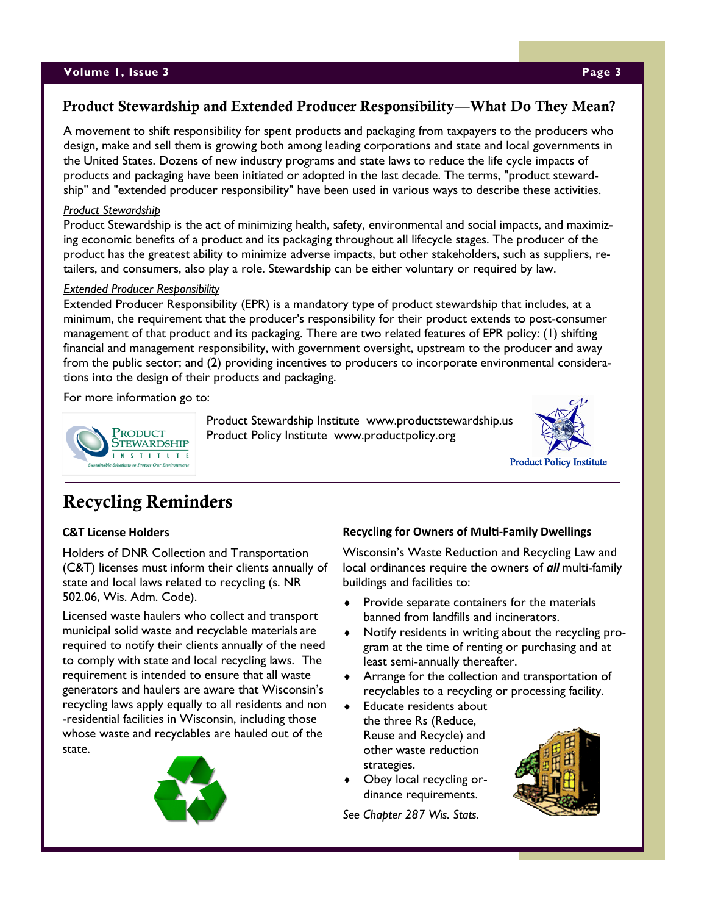## Product Stewardship and Extended Producer Responsibility—What Do They Mean?

A movement to shift responsibility for spent products and packaging from taxpayers to the producers who design, make and sell them is growing both among leading corporations and state and local governments in the United States. Dozens of new industry programs and state laws to reduce the life cycle impacts of products and packaging have been initiated or adopted in the last decade. The terms, "product stewardship" and "extended producer responsibility" have been used in various ways to describe these activities.

*Product Stewardship*

Product Stewardship is the act of minimizing health, safety, environmental and social impacts, and maximizing economic benefits of a product and its packaging throughout all lifecycle stages. The producer of the product has the greatest ability to minimize adverse impacts, but other stakeholders, such as suppliers, retailers, and consumers, also play a role. Stewardship can be either voluntary or required by law.

*Extended Producer Responsibility*

Extended Producer Responsibility (EPR) is a mandatory type of product stewardship that includes, at a minimum, the requirement that the producer's responsibility for their product extends to post-consumer management of that product and its packaging. There are two related features of EPR policy: (1) shifting financial and management responsibility, with government oversight, upstream to the producer and away from the public sector; and (2) providing incentives to producers to incorporate environmental considerations into the design of their products and packaging.

For more information go to:

Product Stewardship Institute www.productstewardship.us
Product Policy Institute www.productpolicy.org

# Recycling Reminders

### C&T License Holders

Holders of DNR Collection and Transportation (C&T) licenses must inform their clients annually of state and local laws related to recycling (s. NR 502.06, Wis. Adm. Code).

Licensed waste haulers who collect and transport municipal solid waste and recyclable materials are required to notify their clients annually of the need to comply with state and local recycling laws. The requirement is intended to ensure that all waste generators and haulers are aware that Wisconsin's recycling laws apply equally to all residents and non-residential facilities in Wisconsin, including those whose waste and recyclables are hauled out of the state.

### Recycling for Owners of Multi-Family Dwellings

Wisconsin's Waste Reduction and Recycling Law and local ordinances require the owners of ***all*** multi-family buildings and facilities to:

- Provide separate containers for the materials banned from landfills and incinerators.
- Notify residents in writing about the recycling program at the time of renting or purchasing and at least semi-annually thereafter.
- Arrange for the collection and transportation of recyclables to a recycling or processing facility.
- Educate residents about the three Rs (Reduce, Reuse and Recycle) and other waste reduction strategies.
- Obey local recycling ordinance requirements.

*See Chapter 287 Wis. Stats.*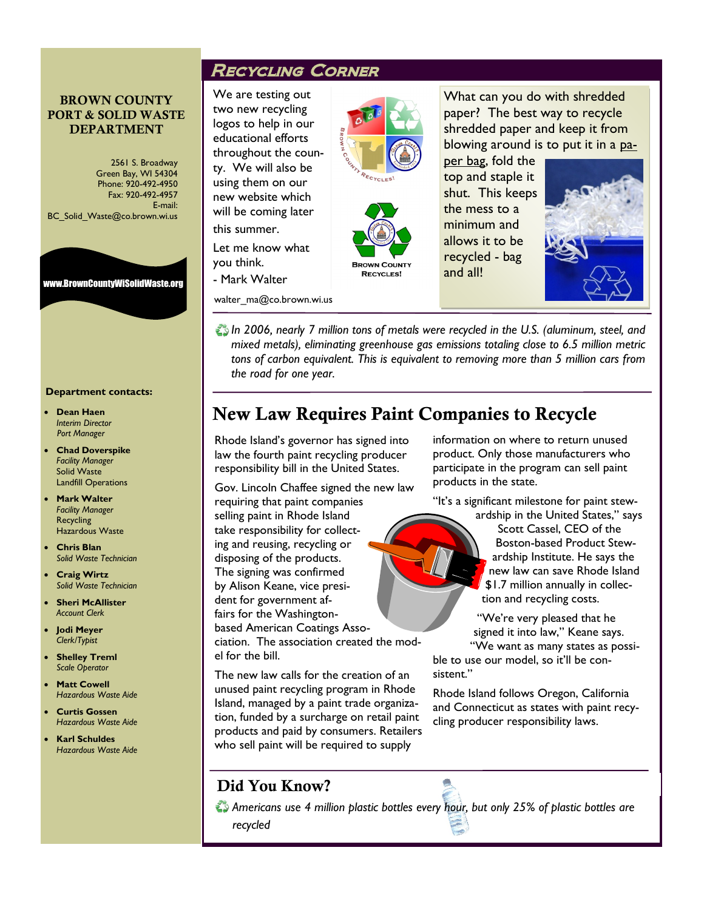**BROWN COUNTY PORT & SOLID WASTE DEPARTMENT**

2561 S. Broadway
Green Bay, WI 54304
Phone: 920-492-4950
Fax: 920-492-4957
E-mail:
BC_Solid_Waste@co.brown.wi.us

www.BrownCountyWiSolidWaste.org

**Department contacts:**

- **Dean Haen**
  *Interim Director*
  *Port Manager*
- **Chad Doverspike**
  *Facility Manager*
  Solid Waste
  Landfill Operations
- **Mark Walter**
  *Facility Manager*
  Recycling
  Hazardous Waste
- **Chris Blan**
  *Solid Waste Technician*
- **Craig Wirtz**
  *Solid Waste Technician*
- **Sheri McAllister**
  *Account Clerk*
- **Jodi Meyer**
  *Clerk/Typist*
- **Shelley Treml**
  *Scale Operator*
- **Matt Cowell**
  *Hazardous Waste Aide*
- **Curtis Gossen**
  *Hazardous Waste Aide*
- **Karl Schuldes**
  *Hazardous Waste Aide*

## Recycling Corner

We are testing out two new recycling logos to help in our educational efforts throughout the county. We will also be using them on our new website which will be coming later this summer.

Let me know what you think.

- Mark Walter

walter_ma@co.brown.wi.us

BROWN COUNTY RECYCLES!

BROWN COUNTY RECYCLES!

What can you do with shredded paper? The best way to recycle shredded paper and keep it from blowing around is to put it in a paper bag, fold the top and staple it shut. This keeps the mess to a minimum and allows it to be recycled - bag and all!

*In 2006, nearly 7 million tons of metals were recycled in the U.S. (aluminum, steel, and mixed metals), eliminating greenhouse gas emissions totaling close to 6.5 million metric tons of carbon equivalent. This is equivalent to removing more than 5 million cars from the road for one year.*

## New Law Requires Paint Companies to Recycle

Rhode Island's governor has signed into law the fourth paint recycling producer responsibility bill in the United States.

Gov. Lincoln Chaffee signed the new law requiring that paint companies selling paint in Rhode Island take responsibility for collecting and reusing, recycling or disposing of the products. The signing was confirmed by Alison Keane, vice president for government affairs for the Washington-based American Coatings Association. The association created the model for the bill.

The new law calls for the creation of an unused paint recycling program in Rhode Island, managed by a paint trade organization, funded by a surcharge on retail paint products and paid by consumers. Retailers who sell paint will be required to supply information on where to return unused product. Only those manufacturers who participate in the program can sell paint products in the state.

"It's a significant milestone for paint stewardship in the United States," says Scott Cassel, CEO of the Boston-based Product Stewardship Institute. He says the new law can save Rhode Island \$1.7 million annually in collection and recycling costs.

"We're very pleased that he signed it into law," Keane says. "We want as many states as possible to use our model, so it'll be consistent."

Rhode Island follows Oregon, California and Connecticut as states with paint recycling producer responsibility laws.

## Did You Know?

*Americans use 4 million plastic bottles every hour, but only 25% of plastic bottles are recycled*